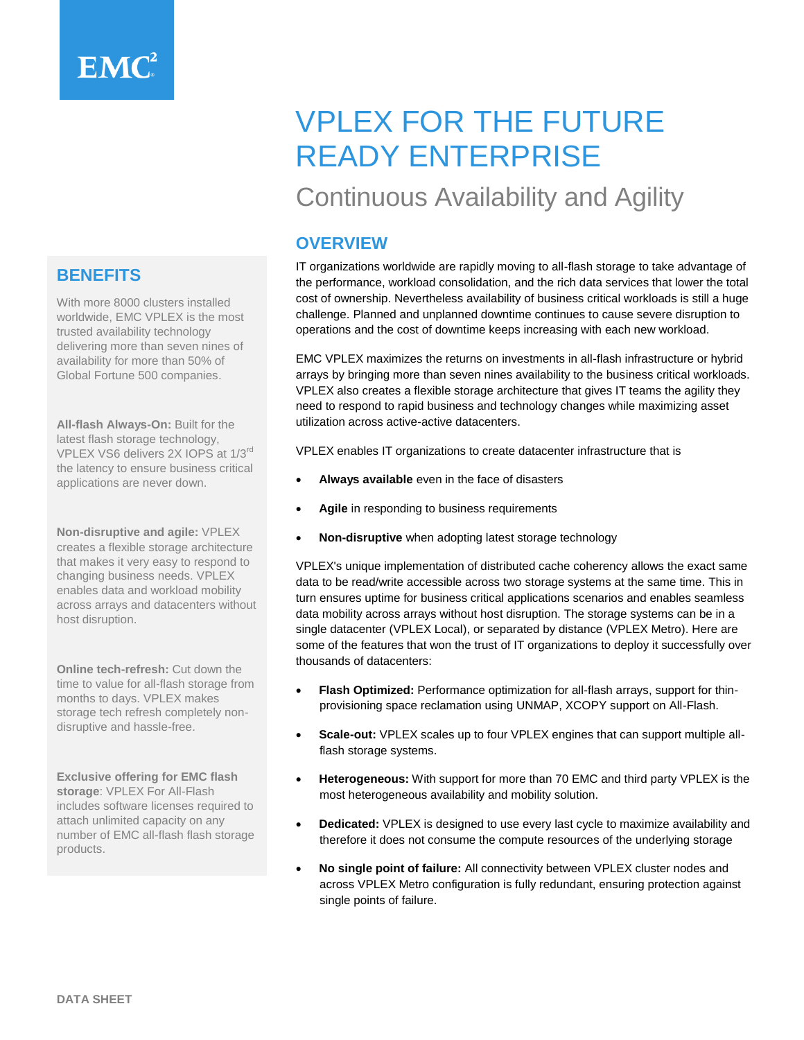# VPLEX FOR THE FUTURE READY ENTERPRISE

## Continuous Availability and Agility

## OVERVIEW

IT organizations worldwide are rapidly moving to all-flash storage to take advantage of the performance, workload consolidation, and the rich data services that lower the total cost of ownership. Nevertheless availability of business critical workloads is still a huge challenge. Planned and unplanned downtime continues to cause severe disruption to operations and the cost of downtime keeps increasing with each new workload.

EMC VPLEX maximizes the returns on investments in all-flash infrastructure or hybrid arrays by bringing more than seven nines availability to the business critical workloads. VPLEX also creates a flexible storage architecture that gives IT teams the agility they need to respond to rapid business and technology changes while maximizing asset utilization across active-active datacenters.

VPLEX enables IT organizations to create datacenter infrastructure that is

- **Always available** even in the face of disasters
- **Agile** in responding to business requirements
- **Non-disruptive** when adopting latest storage technology

VPLEX's unique implementation of distributed cache coherency allows the exact same data to be read/write accessible across two storage systems at the same time. This in turn ensures uptime for business critical applications scenarios and enables seamless data mobility across arrays without host disruption. The storage systems can be in a single datacenter (VPLEX Local), or separated by distance (VPLEX Metro). Here are some of the features that won the trust of IT organizations to deploy it successfully over thousands of datacenters:

- **Flash Optimized:** Performance optimization for all-flash arrays, support for thin-provisioning space reclamation using UNMAP, XCOPY support on All-Flash.
- **Scale-out:** VPLEX scales up to four VPLEX engines that can support multiple all-flash storage systems.
- **Heterogeneous:** With support for more than 70 EMC and third party VPLEX is the most heterogeneous availability and mobility solution.
- **Dedicated:** VPLEX is designed to use every last cycle to maximize availability and therefore it does not consume the compute resources of the underlying storage
- **No single point of failure:** All connectivity between VPLEX cluster nodes and across VPLEX Metro configuration is fully redundant, ensuring protection against single points of failure.

## BENEFITS

With more 8000 clusters installed worldwide, EMC VPLEX is the most trusted availability technology delivering more than seven nines of availability for more than 50% of Global Fortune 500 companies.

**All-flash Always-On:** Built for the latest flash storage technology, VPLEX VS6 delivers 2X IOPS at 1/3rd the latency to ensure business critical applications are never down.

**Non-disruptive and agile:** VPLEX creates a flexible storage architecture that makes it very easy to respond to changing business needs. VPLEX enables data and workload mobility across arrays and datacenters without host disruption.

**Online tech-refresh:** Cut down the time to value for all-flash storage from months to days. VPLEX makes storage tech refresh completely non-disruptive and hassle-free.

**Exclusive offering for EMC flash storage**: VPLEX For All-Flash includes software licenses required to attach unlimited capacity on any number of EMC all-flash flash storage products.

DATA SHEET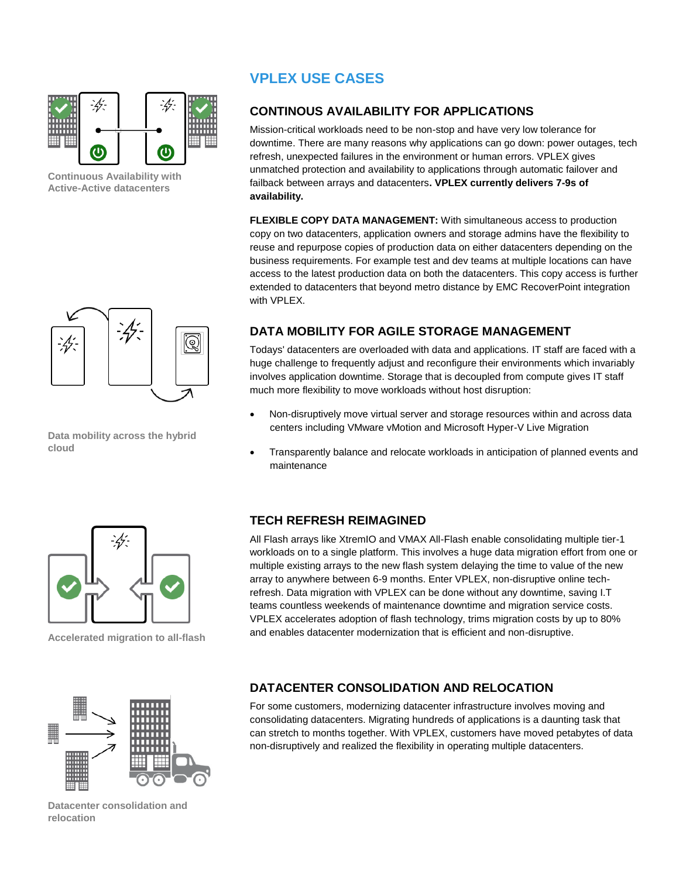## VPLEX USE CASES

### CONTINOUS AVAILABILITY FOR APPLICATIONS

Continuous Availability with Active-Active datacenters

Mission-critical workloads need to be non-stop and have very low tolerance for downtime. There are many reasons why applications can go down: power outages, tech refresh, unexpected failures in the environment or human errors. VPLEX gives unmatched protection and availability to applications through automatic failover and failback between arrays and datacenters**. VPLEX currently delivers 7-9s of availability.**

**FLEXIBLE COPY DATA MANAGEMENT:** With simultaneous access to production copy on two datacenters, application owners and storage admins have the flexibility to reuse and repurpose copies of production data on either datacenters depending on the business requirements. For example test and dev teams at multiple locations can have access to the latest production data on both the datacenters. This copy access is further extended to datacenters that beyond metro distance by EMC RecoverPoint integration with VPLEX.

### DATA MOBILITY FOR AGILE STORAGE MANAGEMENT

Data mobility across the hybrid cloud

Todays' datacenters are overloaded with data and applications. IT staff are faced with a huge challenge to frequently adjust and reconfigure their environments which invariably involves application downtime. Storage that is decoupled from compute gives IT staff much more flexibility to move workloads without host disruption:

- Non-disruptively move virtual server and storage resources within and across data centers including VMware vMotion and Microsoft Hyper-V Live Migration
- Transparently balance and relocate workloads in anticipation of planned events and maintenance

### TECH REFRESH REIMAGINED

Accelerated migration to all-flash

All Flash arrays like XtremIO and VMAX All-Flash enable consolidating multiple tier-1 workloads on to a single platform. This involves a huge data migration effort from one or multiple existing arrays to the new flash system delaying the time to value of the new array to anywhere between 6-9 months. Enter VPLEX, non-disruptive online tech-refresh. Data migration with VPLEX can be done without any downtime, saving I.T teams countless weekends of maintenance downtime and migration service costs. VPLEX accelerates adoption of flash technology, trims migration costs by up to 80% and enables datacenter modernization that is efficient and non-disruptive.

### DATACENTER CONSOLIDATION AND RELOCATION

Datacenter consolidation and relocation

For some customers, modernizing datacenter infrastructure involves moving and consolidating datacenters. Migrating hundreds of applications is a daunting task that can stretch to months together. With VPLEX, customers have moved petabytes of data non-disruptively and realized the flexibility in operating multiple datacenters.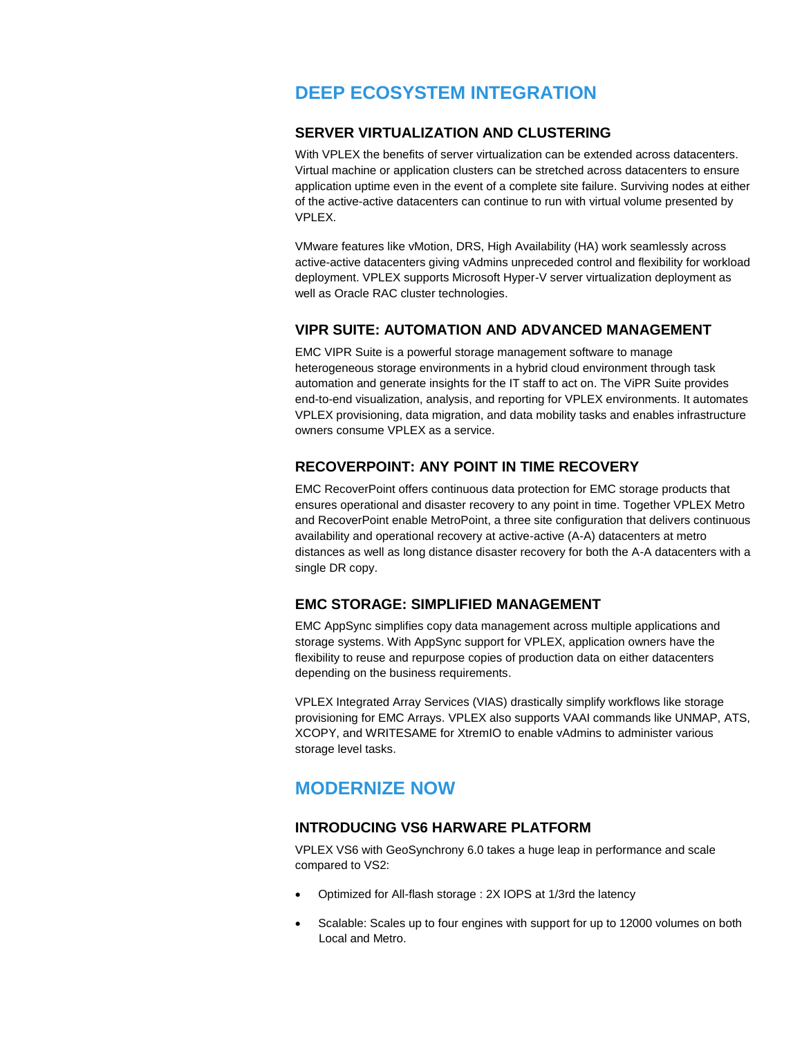## DEEP ECOSYSTEM INTEGRATION

### SERVER VIRTUALIZATION AND CLUSTERING

With VPLEX the benefits of server virtualization can be extended across datacenters. Virtual machine or application clusters can be stretched across datacenters to ensure application uptime even in the event of a complete site failure. Surviving nodes at either of the active-active datacenters can continue to run with virtual volume presented by VPLEX.

VMware features like vMotion, DRS, High Availability (HA) work seamlessly across active-active datacenters giving vAdmins unpreceded control and flexibility for workload deployment. VPLEX supports Microsoft Hyper-V server virtualization deployment as well as Oracle RAC cluster technologies.

### VIPR SUITE: AUTOMATION AND ADVANCED MANAGEMENT

EMC VIPR Suite is a powerful storage management software to manage heterogeneous storage environments in a hybrid cloud environment through task automation and generate insights for the IT staff to act on. The ViPR Suite provides end-to-end visualization, analysis, and reporting for VPLEX environments. It automates VPLEX provisioning, data migration, and data mobility tasks and enables infrastructure owners consume VPLEX as a service.

### RECOVERPOINT: ANY POINT IN TIME RECOVERY

EMC RecoverPoint offers continuous data protection for EMC storage products that ensures operational and disaster recovery to any point in time. Together VPLEX Metro and RecoverPoint enable MetroPoint, a three site configuration that delivers continuous availability and operational recovery at active-active (A-A) datacenters at metro distances as well as long distance disaster recovery for both the A-A datacenters with a single DR copy.

### EMC STORAGE: SIMPLIFIED MANAGEMENT

EMC AppSync simplifies copy data management across multiple applications and storage systems. With AppSync support for VPLEX, application owners have the flexibility to reuse and repurpose copies of production data on either datacenters depending on the business requirements.

VPLEX Integrated Array Services (VIAS) drastically simplify workflows like storage provisioning for EMC Arrays. VPLEX also supports VAAI commands like UNMAP, ATS, XCOPY, and WRITESAME for XtremIO to enable vAdmins to administer various storage level tasks.

## MODERNIZE NOW

### INTRODUCING VS6 HARWARE PLATFORM

VPLEX VS6 with GeoSynchrony 6.0 takes a huge leap in performance and scale compared to VS2:

- Optimized for All-flash storage : 2X IOPS at 1/3rd the latency
- Scalable: Scales up to four engines with support for up to 12000 volumes on both Local and Metro.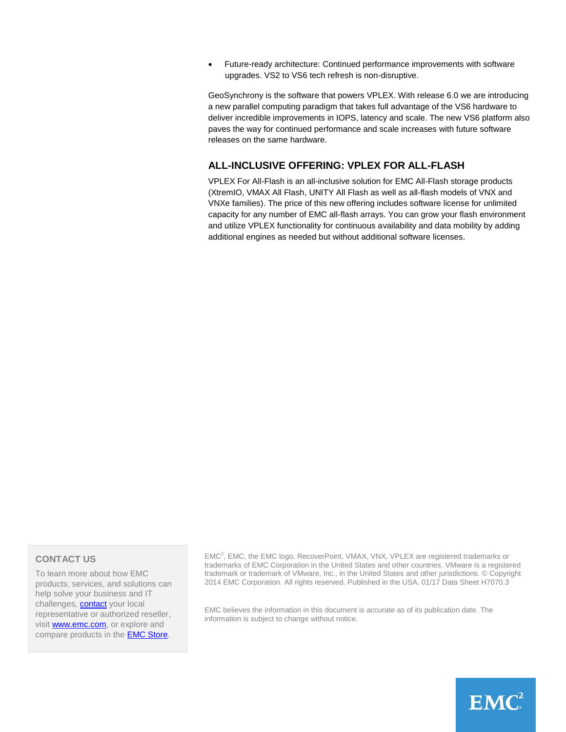- Future-ready architecture: Continued performance improvements with software upgrades. VS2 to VS6 tech refresh is non-disruptive.

GeoSynchrony is the software that powers VPLEX. With release 6.0 we are introducing a new parallel computing paradigm that takes full advantage of the VS6 hardware to deliver incredible improvements in IOPS, latency and scale. The new VS6 platform also paves the way for continued performance and scale increases with future software releases on the same hardware.

## ALL-INCLUSIVE OFFERING: VPLEX FOR ALL-FLASH

VPLEX For All-Flash is an all-inclusive solution for EMC All-Flash storage products (XtremIO, VMAX All Flash, UNITY All Flash as well as all-flash models of VNX and VNXe families). The price of this new offering includes software license for unlimited capacity for any number of EMC all-flash arrays. You can grow your flash environment and utilize VPLEX functionality for continuous availability and data mobility by adding additional engines as needed but without additional software licenses.

### CONTACT US

To learn more about how EMC products, services, and solutions can help solve your business and IT challenges, [contact](contact) your local representative or authorized reseller, visit [www.emc.com](http://www.emc.com), or explore and compare products in the [EMC Store](EMC Store).

EMC[2], EMC, the EMC logo, RecoverPoint, VMAX, VNX, VPLEX are registered trademarks or trademarks of EMC Corporation in the United States and other countries. VMware is a registered trademark or trademark of VMware, Inc., in the United States and other jurisdictions. © Copyright 2014 EMC Corporation. All rights reserved. Published in the USA. 01/17 Data Sheet H7070.3

EMC believes the information in this document is accurate as of its publication date. The information is subject to change without notice.